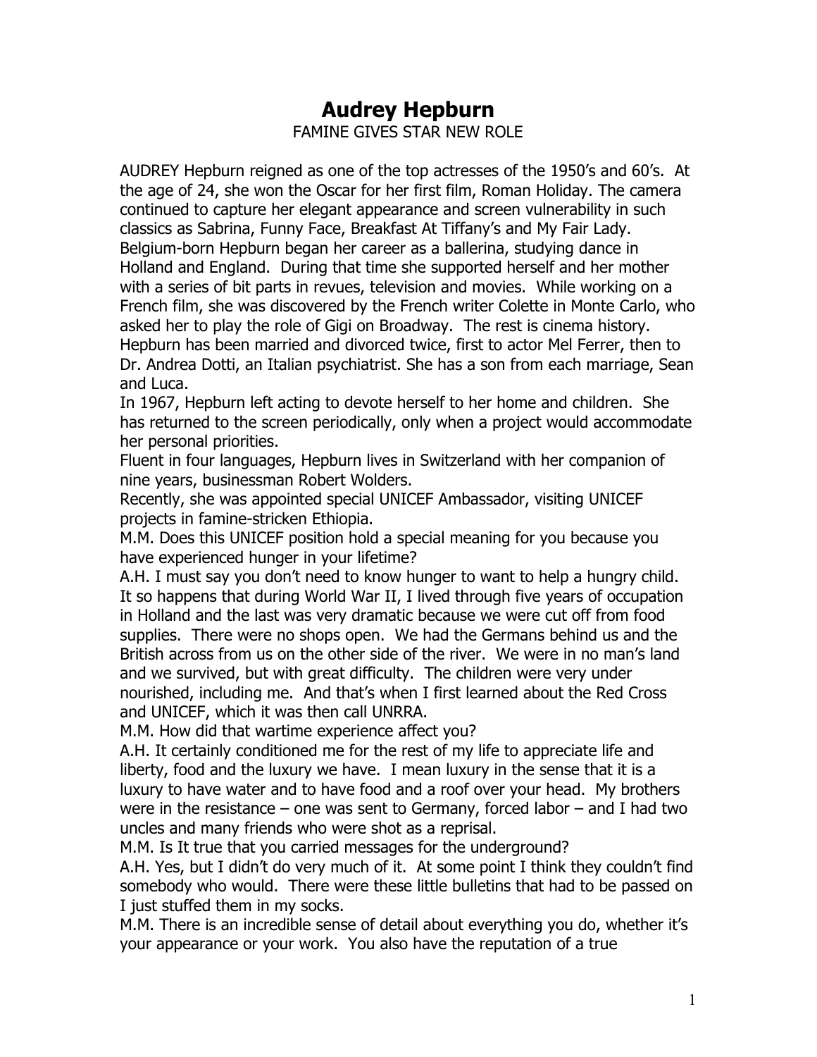# Audrey Hepburn

FAMINE GIVES STAR NEW ROLE

AUDREY Hepburn reigned as one of the top actresses of the 1950's and 60's. At the age of 24, she won the Oscar for her first film, Roman Holiday. The camera continued to capture her elegant appearance and screen vulnerability in such classics as Sabrina, Funny Face, Breakfast At Tiffany's and My Fair Lady. Belgium-born Hepburn began her career as a ballerina, studying dance in Holland and England. During that time she supported herself and her mother with a series of bit parts in revues, television and movies. While working on a French film, she was discovered by the French writer Colette in Monte Carlo, who asked her to play the role of Gigi on Broadway. The rest is cinema history. Hepburn has been married and divorced twice, first to actor Mel Ferrer, then to Dr. Andrea Dotti, an Italian psychiatrist. She has a son from each marriage, Sean and Luca.

In 1967, Hepburn left acting to devote herself to her home and children. She has returned to the screen periodically, only when a project would accommodate her personal priorities.

Fluent in four languages, Hepburn lives in Switzerland with her companion of nine years, businessman Robert Wolders.

Recently, she was appointed special UNICEF Ambassador, visiting UNICEF projects in famine-stricken Ethiopia.

M.M. Does this UNICEF position hold a special meaning for you because you have experienced hunger in your lifetime?

A.H. I must say you don't need to know hunger to want to help a hungry child. It so happens that during World War II, I lived through five years of occupation in Holland and the last was very dramatic because we were cut off from food supplies. There were no shops open. We had the Germans behind us and the British across from us on the other side of the river. We were in no man's land and we survived, but with great difficulty. The children were very under nourished, including me. And that's when I first learned about the Red Cross and UNICEF, which it was then call UNRRA.

M.M. How did that wartime experience affect you?

A.H. It certainly conditioned me for the rest of my life to appreciate life and liberty, food and the luxury we have. I mean luxury in the sense that it is a luxury to have water and to have food and a roof over your head. My brothers were in the resistance – one was sent to Germany, forced labor – and I had two uncles and many friends who were shot as a reprisal.

M.M. Is It true that you carried messages for the underground?

A.H. Yes, but I didn't do very much of it. At some point I think they couldn't find somebody who would. There were these little bulletins that had to be passed on I just stuffed them in my socks.

M.M. There is an incredible sense of detail about everything you do, whether it's your appearance or your work. You also have the reputation of a true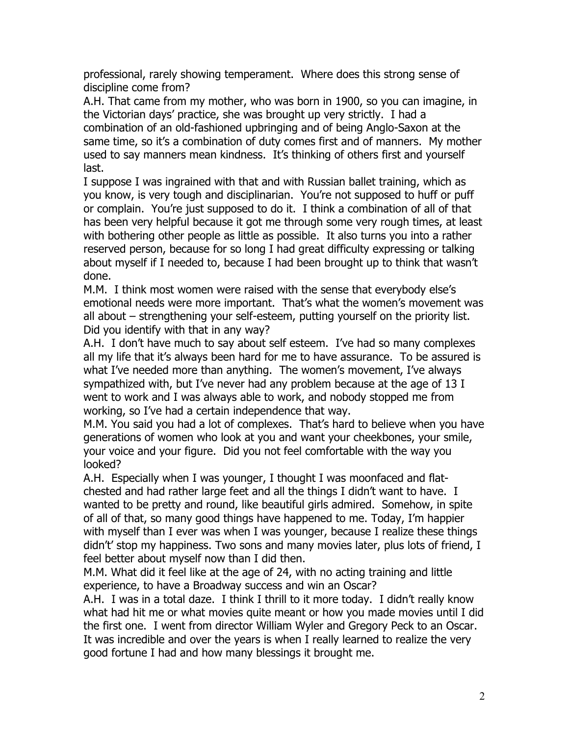professional, rarely showing temperament. Where does this strong sense of discipline come from?

A.H. That came from my mother, who was born in 1900, so you can imagine, in the Victorian days' practice, she was brought up very strictly. I had a combination of an old-fashioned upbringing and of being Anglo-Saxon at the same time, so it's a combination of duty comes first and of manners. My mother used to say manners mean kindness. It's thinking of others first and yourself last.

I suppose I was ingrained with that and with Russian ballet training, which as you know, is very tough and disciplinarian. You're not supposed to huff or puff or complain. You're just supposed to do it. I think a combination of all of that has been very helpful because it got me through some very rough times, at least with bothering other people as little as possible. It also turns you into a rather reserved person, because for so long I had great difficulty expressing or talking about myself if I needed to, because I had been brought up to think that wasn't done.

M.M. I think most women were raised with the sense that everybody else's emotional needs were more important. That's what the women's movement was all about – strengthening your self-esteem, putting yourself on the priority list. Did you identify with that in any way?

A.H. I don't have much to say about self esteem. I've had so many complexes all my life that it's always been hard for me to have assurance. To be assured is what I've needed more than anything. The women's movement, I've always sympathized with, but I've never had any problem because at the age of 13 I went to work and I was always able to work, and nobody stopped me from working, so I've had a certain independence that way.

M.M. You said you had a lot of complexes. That's hard to believe when you have generations of women who look at you and want your cheekbones, your smile, your voice and your figure. Did you not feel comfortable with the way you looked?

A.H. Especially when I was younger, I thought I was moonfaced and flat-chested and had rather large feet and all the things I didn't want to have. I wanted to be pretty and round, like beautiful girls admired. Somehow, in spite of all of that, so many good things have happened to me. Today, I'm happier with myself than I ever was when I was younger, because I realize these things didn't' stop my happiness. Two sons and many movies later, plus lots of friend, I feel better about myself now than I did then.

M.M. What did it feel like at the age of 24, with no acting training and little experience, to have a Broadway success and win an Oscar?

A.H. I was in a total daze. I think I thrill to it more today. I didn't really know what had hit me or what movies quite meant or how you made movies until I did the first one. I went from director William Wyler and Gregory Peck to an Oscar. It was incredible and over the years is when I really learned to realize the very good fortune I had and how many blessings it brought me.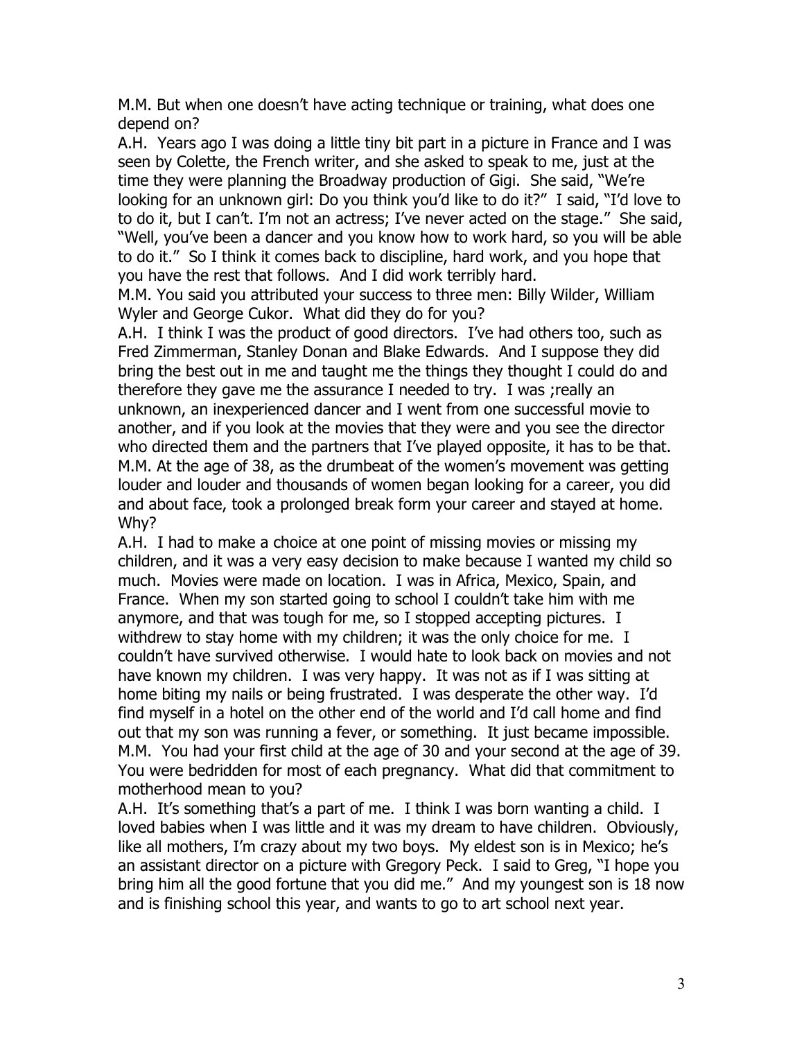M.M. But when one doesn't have acting technique or training, what does one depend on?

A.H. Years ago I was doing a little tiny bit part in a picture in France and I was seen by Colette, the French writer, and she asked to speak to me, just at the time they were planning the Broadway production of Gigi. She said, "We're looking for an unknown girl: Do you think you'd like to do it?" I said, "I'd love to to do it, but I can't. I'm not an actress; I've never acted on the stage." She said, "Well, you've been a dancer and you know how to work hard, so you will be able to do it." So I think it comes back to discipline, hard work, and you hope that you have the rest that follows. And I did work terribly hard.

M.M. You said you attributed your success to three men: Billy Wilder, William Wyler and George Cukor. What did they do for you?

A.H. I think I was the product of good directors. I've had others too, such as Fred Zimmerman, Stanley Donan and Blake Edwards. And I suppose they did bring the best out in me and taught me the things they thought I could do and therefore they gave me the assurance I needed to try. I was ;really an unknown, an inexperienced dancer and I went from one successful movie to another, and if you look at the movies that they were and you see the director who directed them and the partners that I've played opposite, it has to be that.

M.M. At the age of 38, as the drumbeat of the women's movement was getting louder and louder and thousands of women began looking for a career, you did and about face, took a prolonged break form your career and stayed at home. Why?

A.H. I had to make a choice at one point of missing movies or missing my children, and it was a very easy decision to make because I wanted my child so much. Movies were made on location. I was in Africa, Mexico, Spain, and France. When my son started going to school I couldn't take him with me anymore, and that was tough for me, so I stopped accepting pictures. I withdrew to stay home with my children; it was the only choice for me. I couldn't have survived otherwise. I would hate to look back on movies and not have known my children. I was very happy. It was not as if I was sitting at home biting my nails or being frustrated. I was desperate the other way. I'd find myself in a hotel on the other end of the world and I'd call home and find out that my son was running a fever, or something. It just became impossible.

M.M. You had your first child at the age of 30 and your second at the age of 39. You were bedridden for most of each pregnancy. What did that commitment to motherhood mean to you?

A.H. It's something that's a part of me. I think I was born wanting a child. I loved babies when I was little and it was my dream to have children. Obviously, like all mothers, I'm crazy about my two boys. My eldest son is in Mexico; he's an assistant director on a picture with Gregory Peck. I said to Greg, "I hope you bring him all the good fortune that you did me." And my youngest son is 18 now and is finishing school this year, and wants to go to art school next year.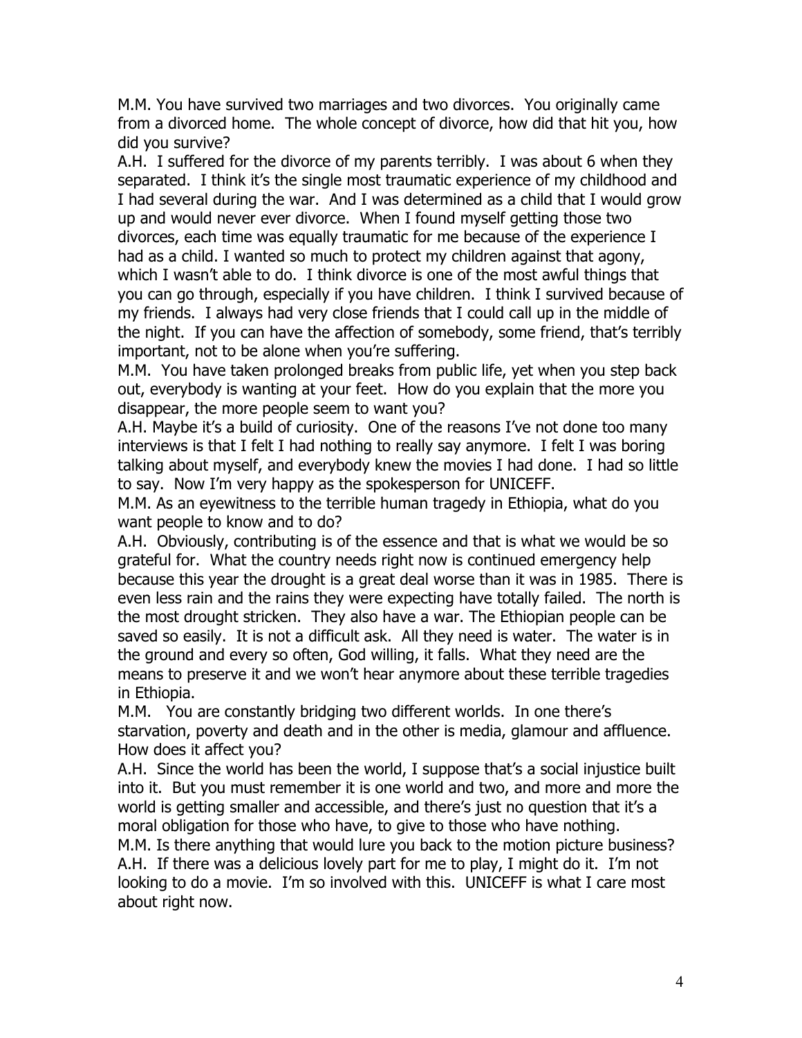M.M. You have survived two marriages and two divorces. You originally came from a divorced home. The whole concept of divorce, how did that hit you, how did you survive?

A.H. I suffered for the divorce of my parents terribly. I was about 6 when they separated. I think it's the single most traumatic experience of my childhood and I had several during the war. And I was determined as a child that I would grow up and would never ever divorce. When I found myself getting those two divorces, each time was equally traumatic for me because of the experience I had as a child. I wanted so much to protect my children against that agony, which I wasn't able to do. I think divorce is one of the most awful things that you can go through, especially if you have children. I think I survived because of my friends. I always had very close friends that I could call up in the middle of the night. If you can have the affection of somebody, some friend, that's terribly important, not to be alone when you're suffering.

M.M. You have taken prolonged breaks from public life, yet when you step back out, everybody is wanting at your feet. How do you explain that the more you disappear, the more people seem to want you?

A.H. Maybe it's a build of curiosity. One of the reasons I've not done too many interviews is that I felt I had nothing to really say anymore. I felt I was boring talking about myself, and everybody knew the movies I had done. I had so little to say. Now I'm very happy as the spokesperson for UNICEFF.

M.M. As an eyewitness to the terrible human tragedy in Ethiopia, what do you want people to know and to do?

A.H. Obviously, contributing is of the essence and that is what we would be so grateful for. What the country needs right now is continued emergency help because this year the drought is a great deal worse than it was in 1985. There is even less rain and the rains they were expecting have totally failed. The north is the most drought stricken. They also have a war. The Ethiopian people can be saved so easily. It is not a difficult ask. All they need is water. The water is in the ground and every so often, God willing, it falls. What they need are the means to preserve it and we won't hear anymore about these terrible tragedies in Ethiopia.

M.M. You are constantly bridging two different worlds. In one there's starvation, poverty and death and in the other is media, glamour and affluence. How does it affect you?

A.H. Since the world has been the world, I suppose that's a social injustice built into it. But you must remember it is one world and two, and more and more the world is getting smaller and accessible, and there's just no question that it's a moral obligation for those who have, to give to those who have nothing.

M.M. Is there anything that would lure you back to the motion picture business?

A.H. If there was a delicious lovely part for me to play, I might do it. I'm not looking to do a movie. I'm so involved with this. UNICEFF is what I care most about right now.